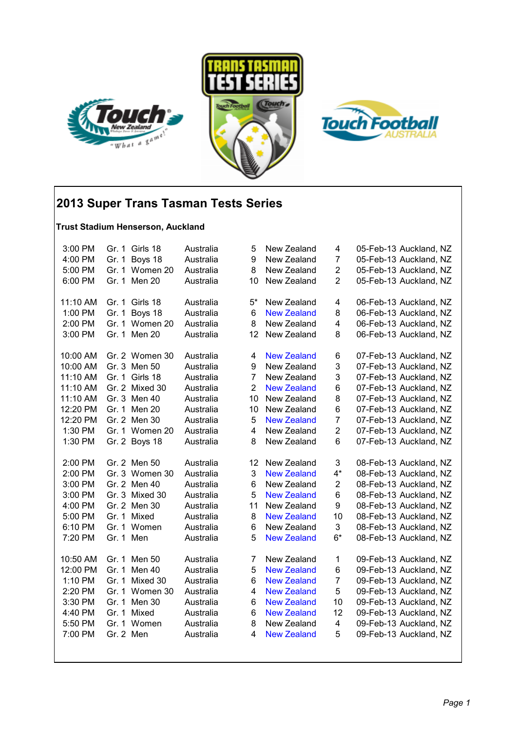## 2013 Super Trans Tasman Tests Series

**Trust Stadium Henserson, Auckland**

| | | | | | | | |
|---|---|---|---|---|---|---|---|
| 3:00 PM | Gr. 1 | Girls 18 | Australia | 5 | New Zealand | 4 | 05-Feb-13 Auckland, NZ |
| 4:00 PM | Gr. 1 | Boys 18 | Australia | 9 | New Zealand | 7 | 05-Feb-13 Auckland, NZ |
| 5:00 PM | Gr. 1 | Women 20 | Australia | 8 | New Zealand | 2 | 05-Feb-13 Auckland, NZ |
| 6:00 PM | Gr. 1 | Men 20 | Australia | 10 | New Zealand | 2 | 05-Feb-13 Auckland, NZ |
| | | | | | | | |
| 11:10 AM | Gr. 1 | Girls 18 | Australia | 5* | New Zealand | 4 | 06-Feb-13 Auckland, NZ |
| 1:00 PM | Gr. 1 | Boys 18 | Australia | 6 | New Zealand | 8 | 06-Feb-13 Auckland, NZ |
| 2:00 PM | Gr. 1 | Women 20 | Australia | 8 | New Zealand | 4 | 06-Feb-13 Auckland, NZ |
| 3:00 PM | Gr. 1 | Men 20 | Australia | 12 | New Zealand | 8 | 06-Feb-13 Auckland, NZ |
| | | | | | | | |
| 10:00 AM | Gr. 2 | Women 30 | Australia | 4 | New Zealand | 6 | 07-Feb-13 Auckland, NZ |
| 10:00 AM | Gr. 3 | Men 50 | Australia | 9 | New Zealand | 3 | 07-Feb-13 Auckland, NZ |
| 11:10 AM | Gr. 1 | Girls 18 | Australia | 7 | New Zealand | 3 | 07-Feb-13 Auckland, NZ |
| 11:10 AM | Gr. 2 | Mixed 30 | Australia | 2 | New Zealand | 6 | 07-Feb-13 Auckland, NZ |
| 11:10 AM | Gr. 3 | Men 40 | Australia | 10 | New Zealand | 8 | 07-Feb-13 Auckland, NZ |
| 12:20 PM | Gr. 1 | Men 20 | Australia | 10 | New Zealand | 6 | 07-Feb-13 Auckland, NZ |
| 12:20 PM | Gr. 2 | Men 30 | Australia | 5 | New Zealand | 7 | 07-Feb-13 Auckland, NZ |
| 1:30 PM | Gr. 1 | Women 20 | Australia | 4 | New Zealand | 2 | 07-Feb-13 Auckland, NZ |
| 1:30 PM | Gr. 2 | Boys 18 | Australia | 8 | New Zealand | 6 | 07-Feb-13 Auckland, NZ |
| | | | | | | | |
| 2:00 PM | Gr. 2 | Men 50 | Australia | 12 | New Zealand | 3 | 08-Feb-13 Auckland, NZ |
| 2:00 PM | Gr. 3 | Women 30 | Australia | 3 | New Zealand | 4* | 08-Feb-13 Auckland, NZ |
| 3:00 PM | Gr. 2 | Men 40 | Australia | 6 | New Zealand | 2 | 08-Feb-13 Auckland, NZ |
| 3:00 PM | Gr. 3 | Mixed 30 | Australia | 5 | New Zealand | 6 | 08-Feb-13 Auckland, NZ |
| 4:00 PM | Gr. 2 | Men 30 | Australia | 11 | New Zealand | 9 | 08-Feb-13 Auckland, NZ |
| 5:00 PM | Gr. 1 | Mixed | Australia | 8 | New Zealand | 10 | 08-Feb-13 Auckland, NZ |
| 6:10 PM | Gr. 1 | Women | Australia | 6 | New Zealand | 3 | 08-Feb-13 Auckland, NZ |
| 7:20 PM | Gr. 1 | Men | Australia | 5 | New Zealand | 6* | 08-Feb-13 Auckland, NZ |
| | | | | | | | |
| 10:50 AM | Gr. 1 | Men 50 | Australia | 7 | New Zealand | 1 | 09-Feb-13 Auckland, NZ |
| 12:00 PM | Gr. 1 | Men 40 | Australia | 5 | New Zealand | 6 | 09-Feb-13 Auckland, NZ |
| 1:10 PM | Gr. 1 | Mixed 30 | Australia | 6 | New Zealand | 7 | 09-Feb-13 Auckland, NZ |
| 2:20 PM | Gr. 1 | Women 30 | Australia | 4 | New Zealand | 5 | 09-Feb-13 Auckland, NZ |
| 3:30 PM | Gr. 1 | Men 30 | Australia | 6 | New Zealand | 10 | 09-Feb-13 Auckland, NZ |
| 4:40 PM | Gr. 1 | Mixed | Australia | 6 | New Zealand | 12 | 09-Feb-13 Auckland, NZ |
| 5:50 PM | Gr. 1 | Women | Australia | 8 | New Zealand | 4 | 09-Feb-13 Auckland, NZ |
| 7:00 PM | Gr. 2 | Men | Australia | 4 | New Zealand | 5 | 09-Feb-13 Auckland, NZ |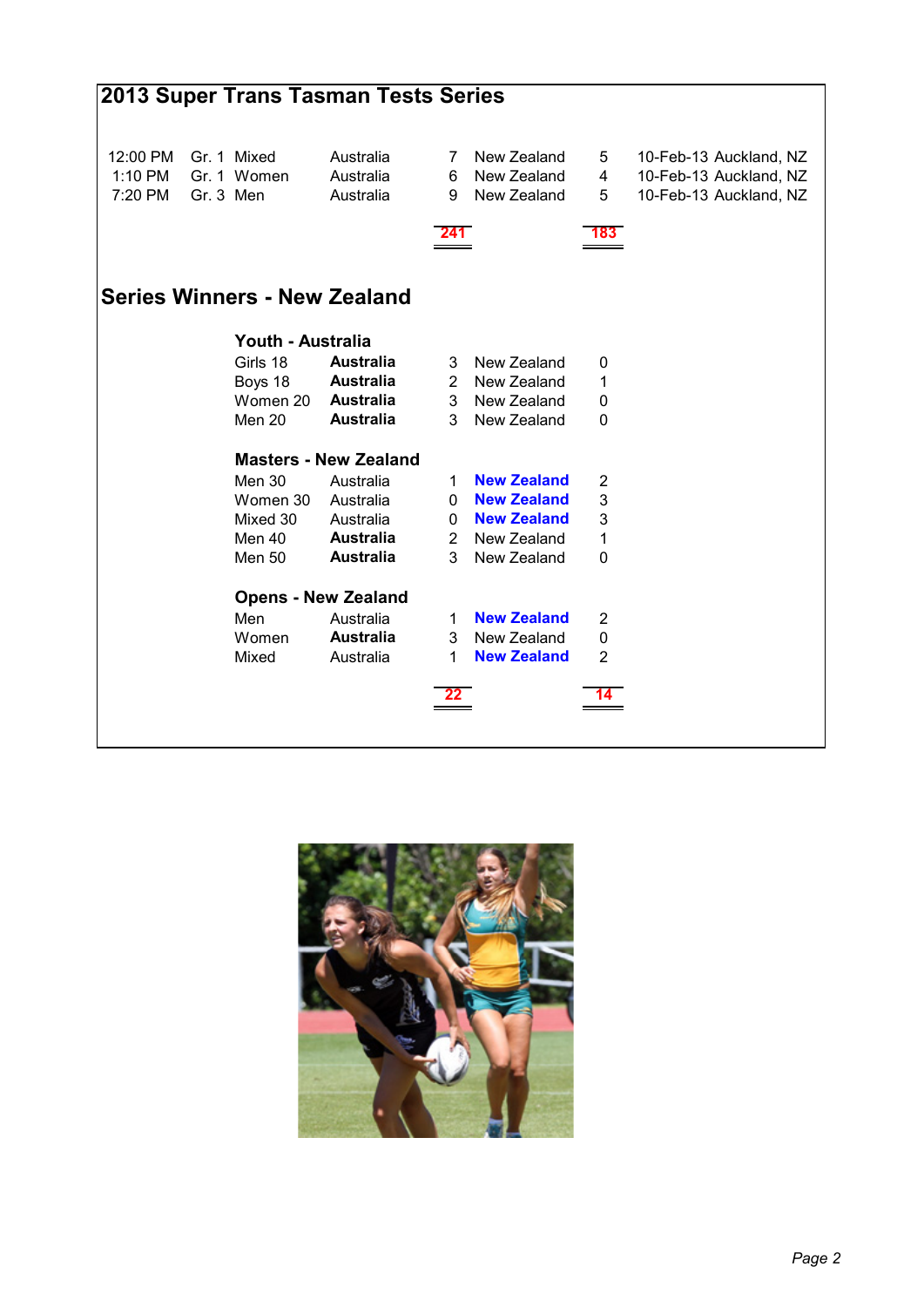## 2013 Super Trans Tasman Tests Series

| | | | | | | | |
|---|---|---|---|---|---|---|---|
| 12:00 PM | Gr. 1 | Mixed | Australia | 7 | New Zealand | 5 | 10-Feb-13 Auckland, NZ |
| 1:10 PM | Gr. 1 | Women | Australia | 6 | New Zealand | 4 | 10-Feb-13 Auckland, NZ |
| 7:20 PM | Gr. 3 | Men | Australia | 9 | New Zealand | 5 | 10-Feb-13 Auckland, NZ |
| | | | | 241 | | 183 | |

## Series Winners - New Zealand

### Youth - Australia

| | | | | |
|---|---|---|---|---|
| Girls 18 | **Australia** | 3 | New Zealand | 0 |
| Boys 18 | **Australia** | 2 | New Zealand | 1 |
| Women 20 | **Australia** | 3 | New Zealand | 0 |
| Men 20 | **Australia** | 3 | New Zealand | 0 |

### Masters - New Zealand

| | | | | |
|---|---|---|---|---|
| Men 30 | Australia | 1 | **New Zealand** | 2 |
| Women 30 | Australia | 0 | **New Zealand** | 3 |
| Mixed 30 | Australia | 0 | **New Zealand** | 3 |
| Men 40 | **Australia** | 2 | New Zealand | 1 |
| Men 50 | **Australia** | 3 | New Zealand | 0 |

### Opens - New Zealand

| | | | | |
|---|---|---|---|---|
| Men | Australia | 1 | **New Zealand** | 2 |
| Women | **Australia** | 3 | New Zealand | 0 |
| Mixed | Australia | 1 | **New Zealand** | 2 |
| | | 22 | | 14 |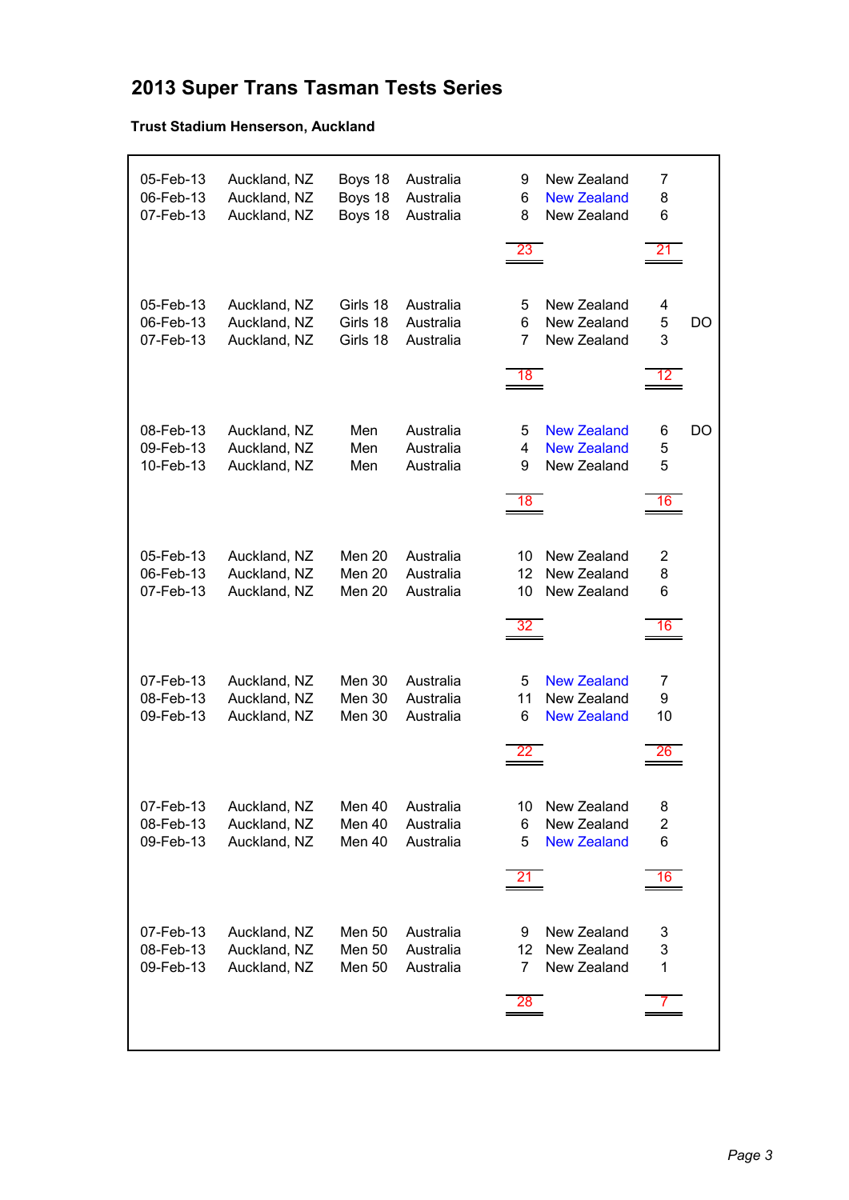# 2013 Super Trans Tasman Tests Series

**Trust Stadium Henserson, Auckland**

| Date | Location | Grade | Team | Score | Team | Score | |
|---|---|---|---|---|---|---|---|
| 05-Feb-13 | Auckland, NZ | Boys 18 | Australia | 9 | New Zealand | 7 | |
| 06-Feb-13 | Auckland, NZ | Boys 18 | Australia | 6 | New Zealand | 8 | |
| 07-Feb-13 | Auckland, NZ | Boys 18 | Australia | 8 | New Zealand | 6 | |
| | | | | 23 | | 21 | |
| 05-Feb-13 | Auckland, NZ | Girls 18 | Australia | 5 | New Zealand | 4 | |
| 06-Feb-13 | Auckland, NZ | Girls 18 | Australia | 6 | New Zealand | 5 | DO |
| 07-Feb-13 | Auckland, NZ | Girls 18 | Australia | 7 | New Zealand | 3 | |
| | | | | 18 | | 12 | |
| 08-Feb-13 | Auckland, NZ | Men | Australia | 5 | New Zealand | 6 | DO |
| 09-Feb-13 | Auckland, NZ | Men | Australia | 4 | New Zealand | 5 | |
| 10-Feb-13 | Auckland, NZ | Men | Australia | 9 | New Zealand | 5 | |
| | | | | 18 | | 16 | |
| 05-Feb-13 | Auckland, NZ | Men 20 | Australia | 10 | New Zealand | 2 | |
| 06-Feb-13 | Auckland, NZ | Men 20 | Australia | 12 | New Zealand | 8 | |
| 07-Feb-13 | Auckland, NZ | Men 20 | Australia | 10 | New Zealand | 6 | |
| | | | | 32 | | 16 | |
| 07-Feb-13 | Auckland, NZ | Men 30 | Australia | 5 | New Zealand | 7 | |
| 08-Feb-13 | Auckland, NZ | Men 30 | Australia | 11 | New Zealand | 9 | |
| 09-Feb-13 | Auckland, NZ | Men 30 | Australia | 6 | New Zealand | 10 | |
| | | | | 22 | | 26 | |
| 07-Feb-13 | Auckland, NZ | Men 40 | Australia | 10 | New Zealand | 8 | |
| 08-Feb-13 | Auckland, NZ | Men 40 | Australia | 6 | New Zealand | 2 | |
| 09-Feb-13 | Auckland, NZ | Men 40 | Australia | 5 | New Zealand | 6 | |
| | | | | 21 | | 16 | |
| 07-Feb-13 | Auckland, NZ | Men 50 | Australia | 9 | New Zealand | 3 | |
| 08-Feb-13 | Auckland, NZ | Men 50 | Australia | 12 | New Zealand | 3 | |
| 09-Feb-13 | Auckland, NZ | Men 50 | Australia | 7 | New Zealand | 1 | |
| | | | | 28 | | 7 | |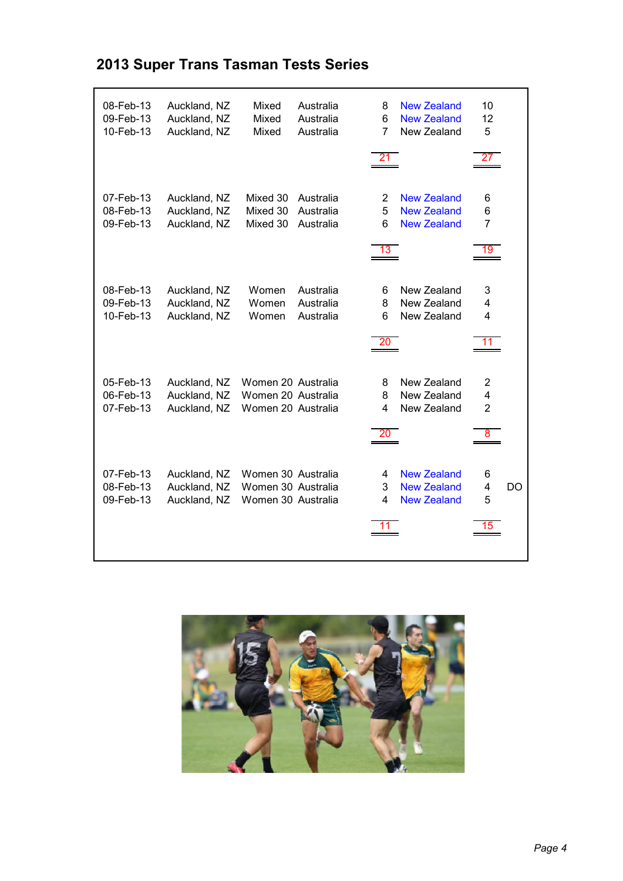# 2013 Super Trans Tasman Tests Series

| Date | Venue | Division | Team | Score | Opponent | Score | |
|---|---|---|---|---|---|---|---|
| 08-Feb-13 | Auckland, NZ | Mixed | Australia | 8 | New Zealand | 10 | |
| 09-Feb-13 | Auckland, NZ | Mixed | Australia | 6 | New Zealand | 12 | |
| 10-Feb-13 | Auckland, NZ | Mixed | Australia | 7 | New Zealand | 5 | |
| | | | | 21 | | 27 | |
| 07-Feb-13 | Auckland, NZ | Mixed 30 | Australia | 2 | New Zealand | 6 | |
| 08-Feb-13 | Auckland, NZ | Mixed 30 | Australia | 5 | New Zealand | 6 | |
| 09-Feb-13 | Auckland, NZ | Mixed 30 | Australia | 6 | New Zealand | 7 | |
| | | | | 13 | | 19 | |
| 08-Feb-13 | Auckland, NZ | Women | Australia | 6 | New Zealand | 3 | |
| 09-Feb-13 | Auckland, NZ | Women | Australia | 8 | New Zealand | 4 | |
| 10-Feb-13 | Auckland, NZ | Women | Australia | 6 | New Zealand | 4 | |
| | | | | 20 | | 11 | |
| 05-Feb-13 | Auckland, NZ | Women 20 | Australia | 8 | New Zealand | 2 | |
| 06-Feb-13 | Auckland, NZ | Women 20 | Australia | 8 | New Zealand | 4 | |
| 07-Feb-13 | Auckland, NZ | Women 20 | Australia | 4 | New Zealand | 2 | |
| | | | | 20 | | 8 | |
| 07-Feb-13 | Auckland, NZ | Women 30 | Australia | 4 | New Zealand | 6 | |
| 08-Feb-13 | Auckland, NZ | Women 30 | Australia | 3 | New Zealand | 4 | DO |
| 09-Feb-13 | Auckland, NZ | Women 30 | Australia | 4 | New Zealand | 5 | |
| | | | | 11 | | 15 | |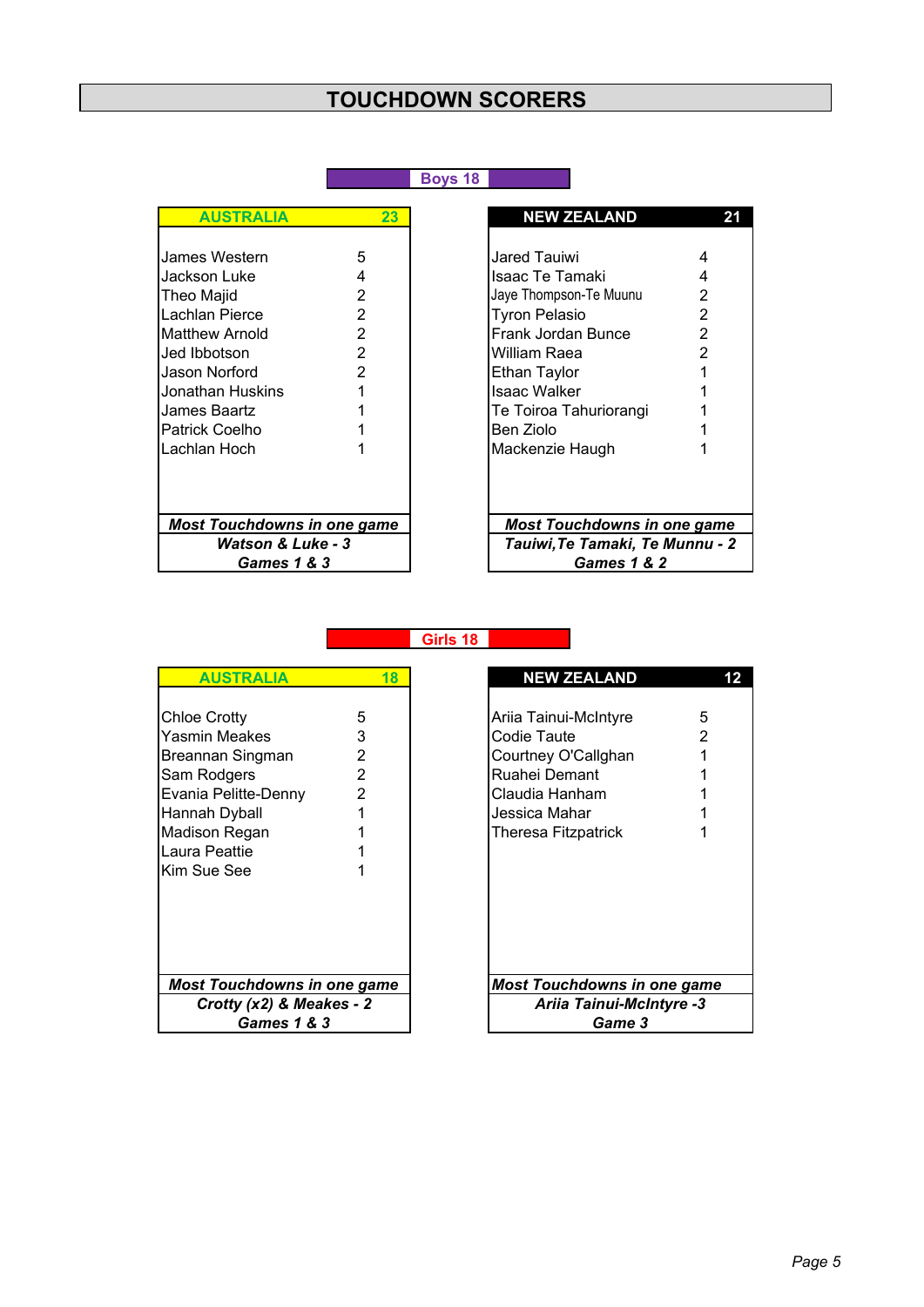# TOUCHDOWN SCORERS

## Boys 18

| AUSTRALIA | 23 |
|---|---|
| James Western | 5 |
| Jackson Luke | 4 |
| Theo Majid | 2 |
| Lachlan Pierce | 2 |
| Matthew Arnold | 2 |
| Jed Ibbotson | 2 |
| Jason Norford | 2 |
| Jonathan Huskins | 1 |
| James Baartz | 1 |
| Patrick Coelho | 1 |
| Lachlan Hoch | 1 |

***Most Touchdowns in one game***
***Watson & Luke - 3***
***Games 1 & 3***

| NEW ZEALAND | 21 |
|---|---|
| Jared Tauiwi | 4 |
| Isaac Te Tamaki | 4 |
| Jaye Thompson-Te Muunu | 2 |
| Tyron Pelasio | 2 |
| Frank Jordan Bunce | 2 |
| William Raea | 2 |
| Ethan Taylor | 1 |
| Isaac Walker | 1 |
| Te Toiroa Tahuriorangi | 1 |
| Ben Ziolo | 1 |
| Mackenzie Haugh | 1 |

***Most Touchdowns in one game***
***Tauiwi,Te Tamaki, Te Munnu - 2***
***Games 1 & 2***

## Girls 18

| AUSTRALIA | 18 |
|---|---|
| Chloe Crotty | 5 |
| Yasmin Meakes | 3 |
| Breannan Singman | 2 |
| Sam Rodgers | 2 |
| Evania Pelitte-Denny | 2 |
| Hannah Dyball | 1 |
| Madison Regan | 1 |
| Laura Peattie | 1 |
| Kim Sue See | 1 |

***Most Touchdowns in one game***
***Crotty (x2) & Meakes - 2***
***Games 1 & 3***

| NEW ZEALAND | 12 |
|---|---|
| Ariia Tainui-McIntyre | 5 |
| Codie Taute | 2 |
| Courtney O'Callghan | 1 |
| Ruahei Demant | 1 |
| Claudia Hanham | 1 |
| Jessica Mahar | 1 |
| Theresa Fitzpatrick | 1 |

***Most Touchdowns in one game***
***Ariia Tainui-McIntyre -3***
***Game 3***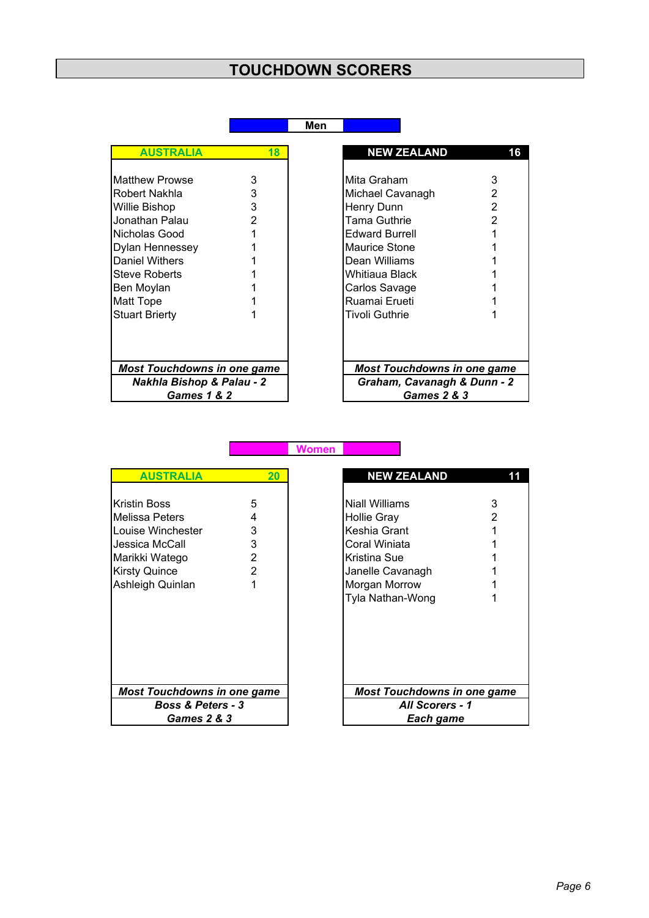# TOUCHDOWN SCORERS

## Men

| AUSTRALIA | 18 |
|---|---|
| Matthew Prowse | 3 |
| Robert Nakhla | 3 |
| Willie Bishop | 3 |
| Jonathan Palau | 2 |
| Nicholas Good | 1 |
| Dylan Hennessey | 1 |
| Daniel Withers | 1 |
| Steve Roberts | 1 |
| Ben Moylan | 1 |
| Matt Tope | 1 |
| Stuart Brierty | 1 |

***Most Touchdowns in one game***
***Nakhla Bishop & Palau - 2***
***Games 1 & 2***

| NEW ZEALAND | 16 |
|---|---|
| Mita Graham | 3 |
| Michael Cavanagh | 2 |
| Henry Dunn | 2 |
| Tama Guthrie | 2 |
| Edward Burrell | 1 |
| Maurice Stone | 1 |
| Dean Williams | 1 |
| Whitiaua Black | 1 |
| Carlos Savage | 1 |
| Ruamai Erueti | 1 |
| Tivoli Guthrie | 1 |

***Most Touchdowns in one game***
***Graham, Cavanagh & Dunn - 2***
***Games 2 & 3***

## Women

| AUSTRALIA | 20 |
|---|---|
| Kristin Boss | 5 |
| Melissa Peters | 4 |
| Louise Winchester | 3 |
| Jessica McCall | 3 |
| Marikki Watego | 2 |
| Kirsty Quince | 2 |
| Ashleigh Quinlan | 1 |

***Most Touchdowns in one game***
***Boss & Peters - 3***
***Games 2 & 3***

| NEW ZEALAND | 11 |
|---|---|
| Niall Williams | 3 |
| Hollie Gray | 2 |
| Keshia Grant | 1 |
| Coral Winiata | 1 |
| Kristina Sue | 1 |
| Janelle Cavanagh | 1 |
| Morgan Morrow | 1 |
| Tyla Nathan-Wong | 1 |

***Most Touchdowns in one game***
***All Scorers - 1***
***Each game***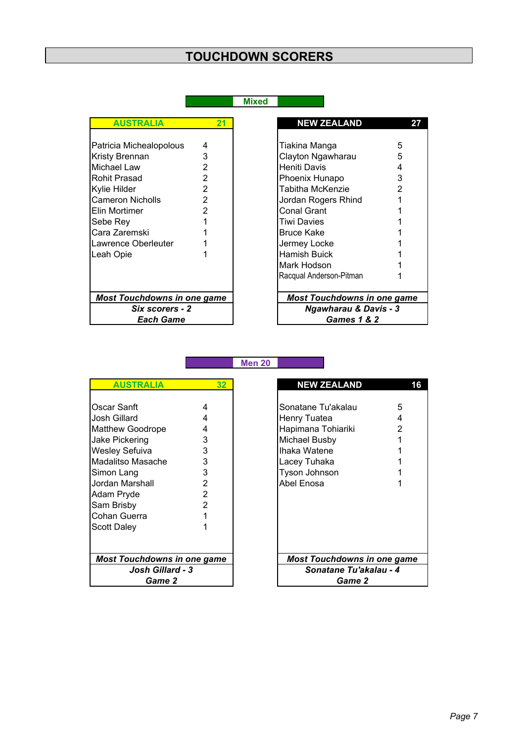# TOUCHDOWN SCORERS

## Mixed

| AUSTRALIA | 21 |
|---|---|
| Patricia Michealopolous | 4 |
| Kristy Brennan | 3 |
| Michael Law | 2 |
| Rohit Prasad | 2 |
| Kylie Hilder | 2 |
| Cameron Nicholls | 2 |
| Elin Mortimer | 2 |
| Sebe Rey | 1 |
| Cara Zaremski | 1 |
| Lawrence Oberleuter | 1 |
| Leah Opie | 1 |

***Most Touchdowns in one game***
***Six scorers - 2***
***Each Game***

| NEW ZEALAND | 27 |
|---|---|
| Tiakina Manga | 5 |
| Clayton Ngawharau | 5 |
| Heniti Davis | 4 |
| Phoenix Hunapo | 3 |
| Tabitha McKenzie | 2 |
| Jordan Rogers Rhind | 1 |
| Conal Grant | 1 |
| Tiwi Davies | 1 |
| Bruce Kake | 1 |
| Jermey Locke | 1 |
| Hamish Buick | 1 |
| Mark Hodson | 1 |
| Racqual Anderson-Pitman | 1 |

***Most Touchdowns in one game***
***Ngawharau & Davis - 3***
***Games 1 & 2***

## Men 20

| AUSTRALIA | 32 |
|---|---|
| Oscar Sanft | 4 |
| Josh Gillard | 4 |
| Matthew Goodrope | 4 |
| Jake Pickering | 3 |
| Wesley Sefuiva | 3 |
| Madalitso Masache | 3 |
| Simon Lang | 3 |
| Jordan Marshall | 2 |
| Adam Pryde | 2 |
| Sam Brisby | 2 |
| Cohan Guerra | 1 |
| Scott Daley | 1 |

***Most Touchdowns in one game***
***Josh Gillard - 3***
***Game 2***

| NEW ZEALAND | 16 |
|---|---|
| Sonatane Tu'akalau | 5 |
| Henry Tuatea | 4 |
| Hapimana Tohiariki | 2 |
| Michael Busby | 1 |
| Ihaka Watene | 1 |
| Lacey Tuhaka | 1 |
| Tyson Johnson | 1 |
| Abel Enosa | 1 |

***Most Touchdowns in one game***
***Sonatane Tu'akalau - 4***
***Game 2***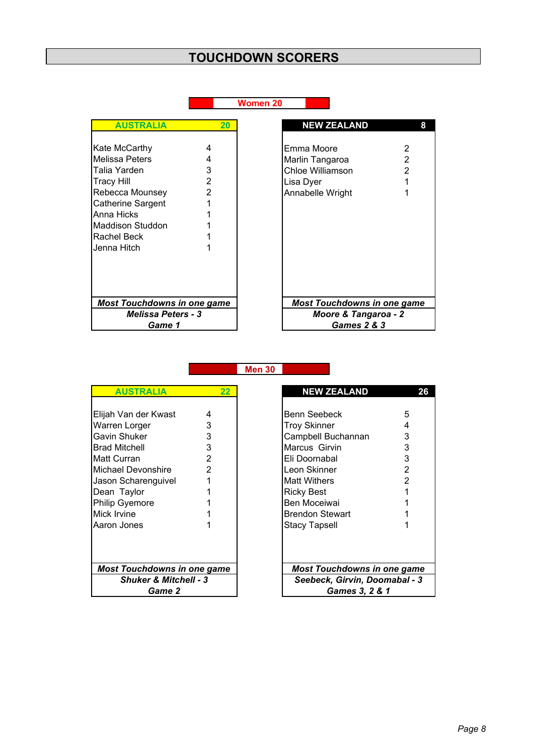# TOUCHDOWN SCORERS

## Women 20

| AUSTRALIA | 20 |
|---|---|
| Kate McCarthy | 4 |
| Melissa Peters | 4 |
| Talia Yarden | 3 |
| Tracy Hill | 2 |
| Rebecca Mounsey | 2 |
| Catherine Sargent | 1 |
| Anna Hicks | 1 |
| Maddison Studdon | 1 |
| Rachel Beck | 1 |
| Jenna Hitch | 1 |

***Most Touchdowns in one game***
***Melissa Peters - 3***
***Game 1***

| NEW ZEALAND | 8 |
|---|---|
| Emma Moore | 2 |
| Marlin Tangaroa | 2 |
| Chloe Williamson | 2 |
| Lisa Dyer | 1 |
| Annabelle Wright | 1 |

***Most Touchdowns in one game***
***Moore & Tangaroa - 2***
***Games 2 & 3***

## Men 30

| AUSTRALIA | 22 |
|---|---|
| Elijah Van der Kwast | 4 |
| Warren Lorger | 3 |
| Gavin Shuker | 3 |
| Brad Mitchell | 3 |
| Matt Curran | 2 |
| Michael Devonshire | 2 |
| Jason Scharenguivel | 1 |
| Dean Taylor | 1 |
| Philip Gyemore | 1 |
| Mick Irvine | 1 |
| Aaron Jones | 1 |

***Most Touchdowns in one game***
***Shuker & Mitchell - 3***
***Game 2***

| NEW ZEALAND | 26 |
|---|---|
| Benn Seebeck | 5 |
| Troy Skinner | 4 |
| Campbell Buchannan | 3 |
| Marcus Girvin | 3 |
| Eli Doornabal | 3 |
| Leon Skinner | 2 |
| Matt Withers | 2 |
| Ricky Best | 1 |
| Ben Moceiwai | 1 |
| Brendon Stewart | 1 |
| Stacy Tapsell | 1 |

***Most Touchdowns in one game***
***Seebeck, Girvin, Doomabal - 3***
***Games 3, 2 & 1***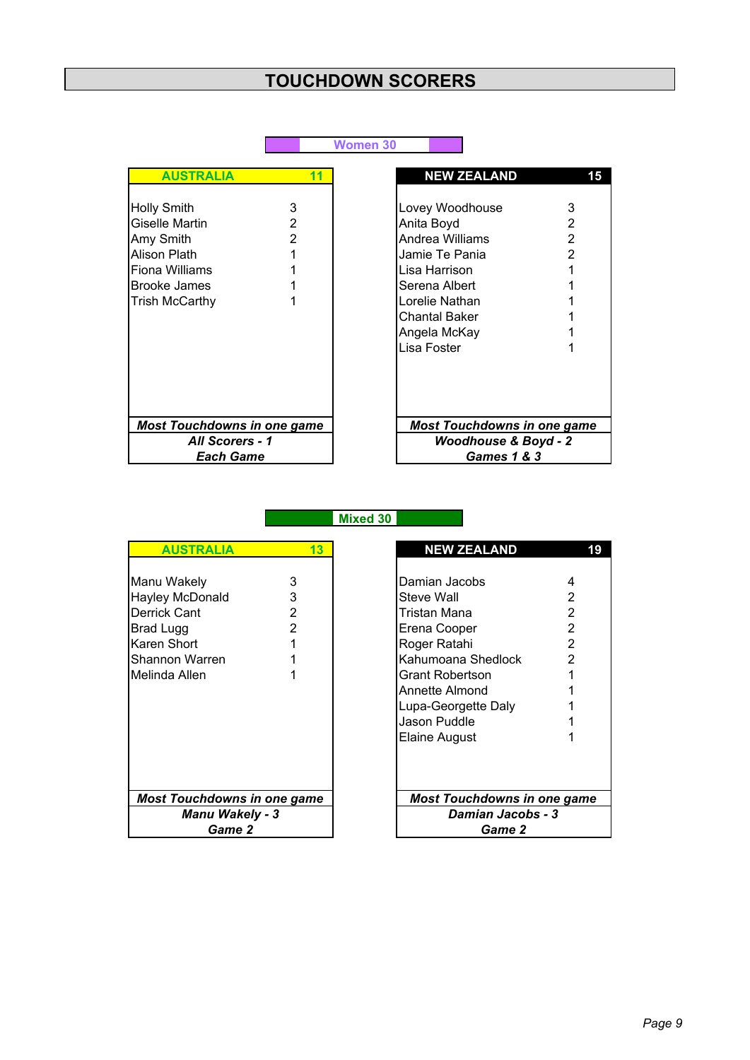# TOUCHDOWN SCORERS

## Women 30

| AUSTRALIA | 11 |
|---|---|
| Holly Smith | 3 |
| Giselle Martin | 2 |
| Amy Smith | 2 |
| Alison Plath | 1 |
| Fiona Williams | 1 |
| Brooke James | 1 |
| Trish McCarthy | 1 |

***Most Touchdowns in one game***
***All Scorers - 1***
***Each Game***

| NEW ZEALAND | 15 |
|---|---|
| Lovey Woodhouse | 3 |
| Anita Boyd | 2 |
| Andrea Williams | 2 |
| Jamie Te Pania | 2 |
| Lisa Harrison | 1 |
| Serena Albert | 1 |
| Lorelie Nathan | 1 |
| Chantal Baker | 1 |
| Angela McKay | 1 |
| Lisa Foster | 1 |

***Most Touchdowns in one game***
***Woodhouse & Boyd - 2***
***Games 1 & 3***

## Mixed 30

| AUSTRALIA | 13 |
|---|---|
| Manu Wakely | 3 |
| Hayley McDonald | 3 |
| Derrick Cant | 2 |
| Brad Lugg | 2 |
| Karen Short | 1 |
| Shannon Warren | 1 |
| Melinda Allen | 1 |

***Most Touchdowns in one game***
***Manu Wakely - 3***
***Game 2***

| NEW ZEALAND | 19 |
|---|---|
| Damian Jacobs | 4 |
| Steve Wall | 2 |
| Tristan Mana | 2 |
| Erena Cooper | 2 |
| Roger Ratahi | 2 |
| Kahumoana Shedlock | 2 |
| Grant Robertson | 1 |
| Annette Almond | 1 |
| Lupa-Georgette Daly | 1 |
| Jason Puddle | 1 |
| Elaine August | 1 |

***Most Touchdowns in one game***
***Damian Jacobs - 3***
***Game 2***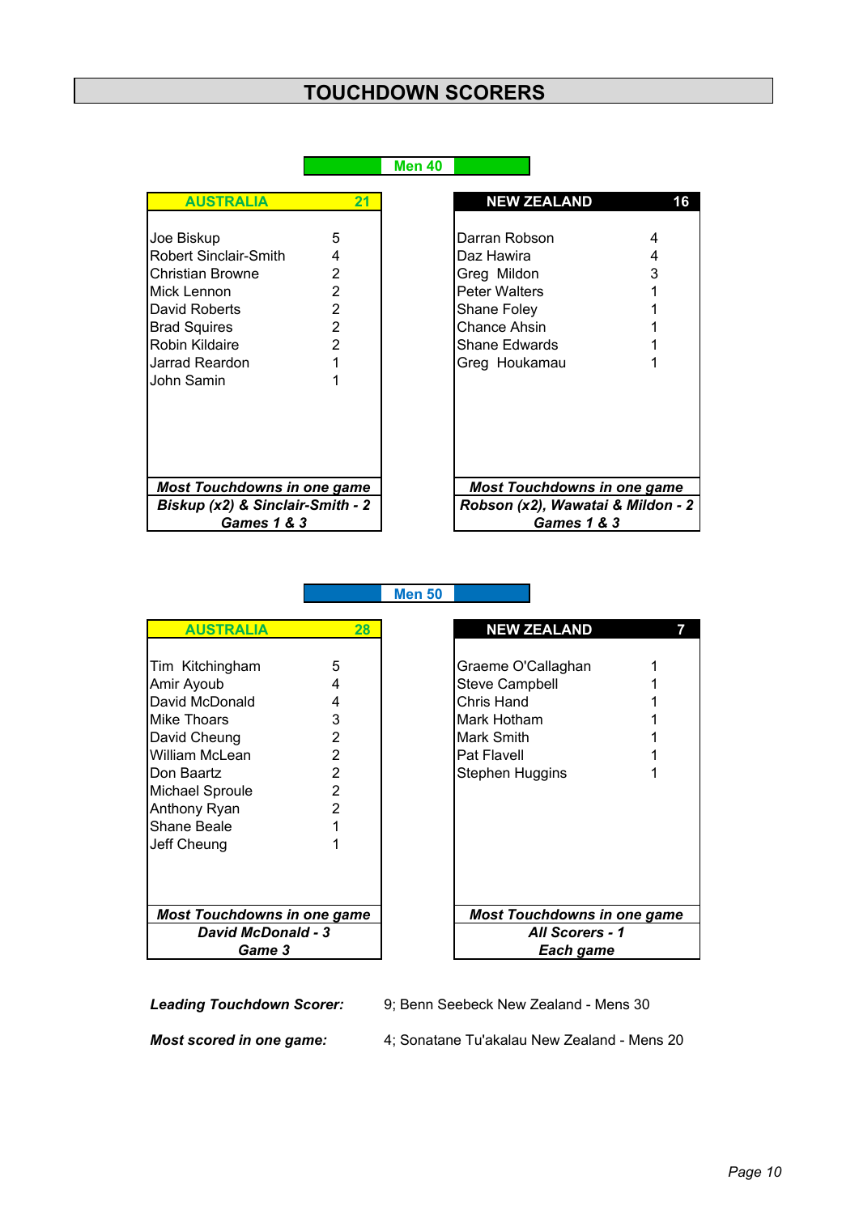# TOUCHDOWN SCORERS

## Men 40

| AUSTRALIA | 21 |
|---|---|
| Joe Biskup | 5 |
| Robert Sinclair-Smith | 4 |
| Christian Browne | 2 |
| Mick Lennon | 2 |
| David Roberts | 2 |
| Brad Squires | 2 |
| Robin Kildaire | 2 |
| Jarrad Reardon | 1 |
| John Samin | 1 |

***Most Touchdowns in one game***
***Biskup (x2) & Sinclair-Smith - 2***
***Games 1 & 3***

| NEW ZEALAND | 16 |
|---|---|
| Darran Robson | 4 |
| Daz Hawira | 4 |
| Greg Mildon | 3 |
| Peter Walters | 1 |
| Shane Foley | 1 |
| Chance Ahsin | 1 |
| Shane Edwards | 1 |
| Greg Houkamau | 1 |

***Most Touchdowns in one game***
***Robson (x2), Wawatai & Mildon - 2***
***Games 1 & 3***

## Men 50

| AUSTRALIA | 28 |
|---|---|
| Tim Kitchingham | 5 |
| Amir Ayoub | 4 |
| David McDonald | 4 |
| Mike Thoars | 3 |
| David Cheung | 2 |
| William McLean | 2 |
| Don Baartz | 2 |
| Michael Sproule | 2 |
| Anthony Ryan | 2 |
| Shane Beale | 1 |
| Jeff Cheung | 1 |

***Most Touchdowns in one game***
***David McDonald - 3***
***Game 3***

| NEW ZEALAND | 7 |
|---|---|
| Graeme O'Callaghan | 1 |
| Steve Campbell | 1 |
| Chris Hand | 1 |
| Mark Hotham | 1 |
| Mark Smith | 1 |
| Pat Flavell | 1 |
| Stephen Huggins | 1 |

***Most Touchdowns in one game***
***All Scorers - 1***
***Each game***

***Leading Touchdown Scorer:*** 9; Benn Seebeck New Zealand - Mens 30

***Most scored in one game:*** 4; Sonatane Tu'akalau New Zealand - Mens 20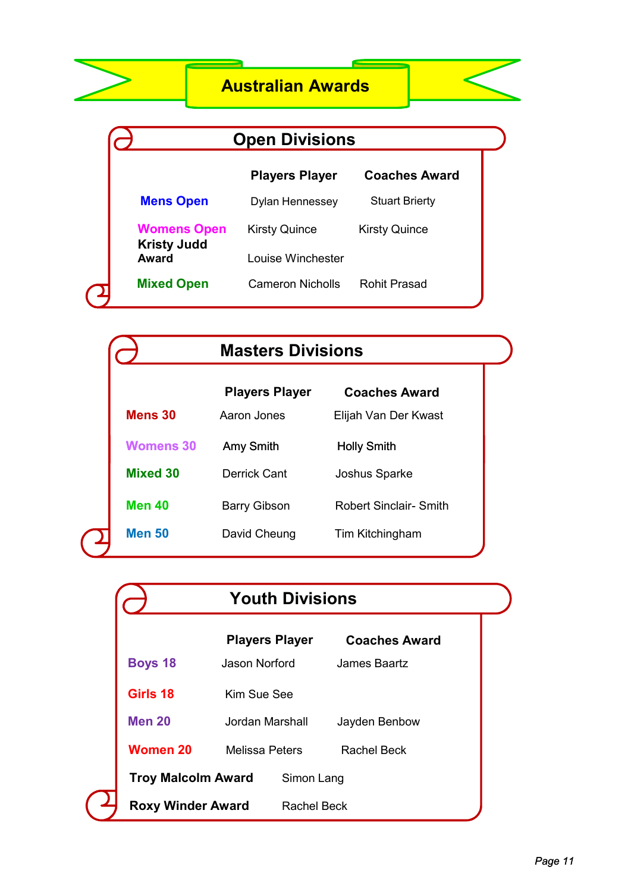# Australian Awards

## Open Divisions

| | Players Player | Coaches Award |
|---|---|---|
| **Mens Open** | Dylan Hennessey | Stuart Brierty |
| **Womens Open** | Kirsty Quince | Kirsty Quince |
| **Kristy Judd Award** | Louise Winchester | |
| **Mixed Open** | Cameron Nicholls | Rohit Prasad |

## Masters Divisions

| | Players Player | Coaches Award |
|---|---|---|
| **Mens 30** | Aaron Jones | Elijah Van Der Kwast |
| **Womens 30** | Amy Smith | Holly Smith |
| **Mixed 30** | Derrick Cant | Joshus Sparke |
| **Men 40** | Barry Gibson | Robert Sinclair- Smith |
| **Men 50** | David Cheung | Tim Kitchingham |

## Youth Divisions

| | Players Player | Coaches Award |
|---|---|---|
| **Boys 18** | Jason Norford | James Baartz |
| **Girls 18** | Kim Sue See | |
| **Men 20** | Jordan Marshall | Jayden Benbow |
| **Women 20** | Melissa Peters | Rachel Beck |

**Troy Malcolm Award** Simon Lang

**Roxy Winder Award** Rachel Beck